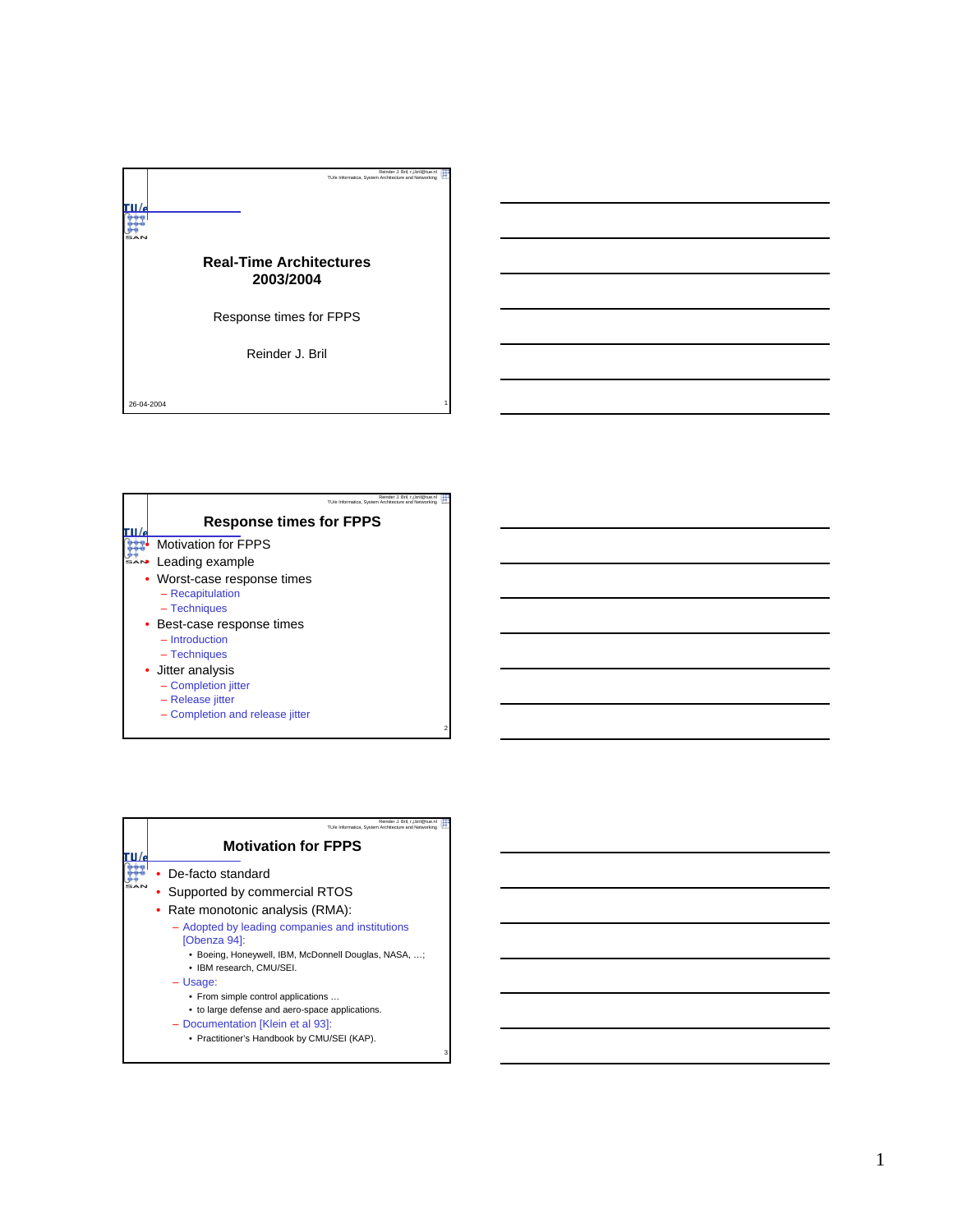# Real-Time Architectures 2003/2004

Response times for FPPS

Reinder J. Bril

26-04-2004

## Response times for FPPS

- Motivation for FPPS
- Leading example
- Worst-case response times
  - Recapitulation
  - Techniques
- Best-case response times
  - Introduction
  - Techniques
- Jitter analysis
  - Completion jitter
  - Release jitter
  - Completion and release jitter

## Motivation for FPPS

- De-facto standard
- Supported by commercial RTOS
- Rate monotonic analysis (RMA):
  - Adopted by leading companies and institutions [Obenza 94]:
    - Boeing, Honeywell, IBM, McDonnell Douglas, NASA, …;
    - IBM research, CMU/SEI.
  - Usage:
    - From simple control applications …
    - to large defense and aero-space applications.
  - Documentation [Klein et al 93]:
    - Practitioner's Handbook by CMU/SEI (KAP).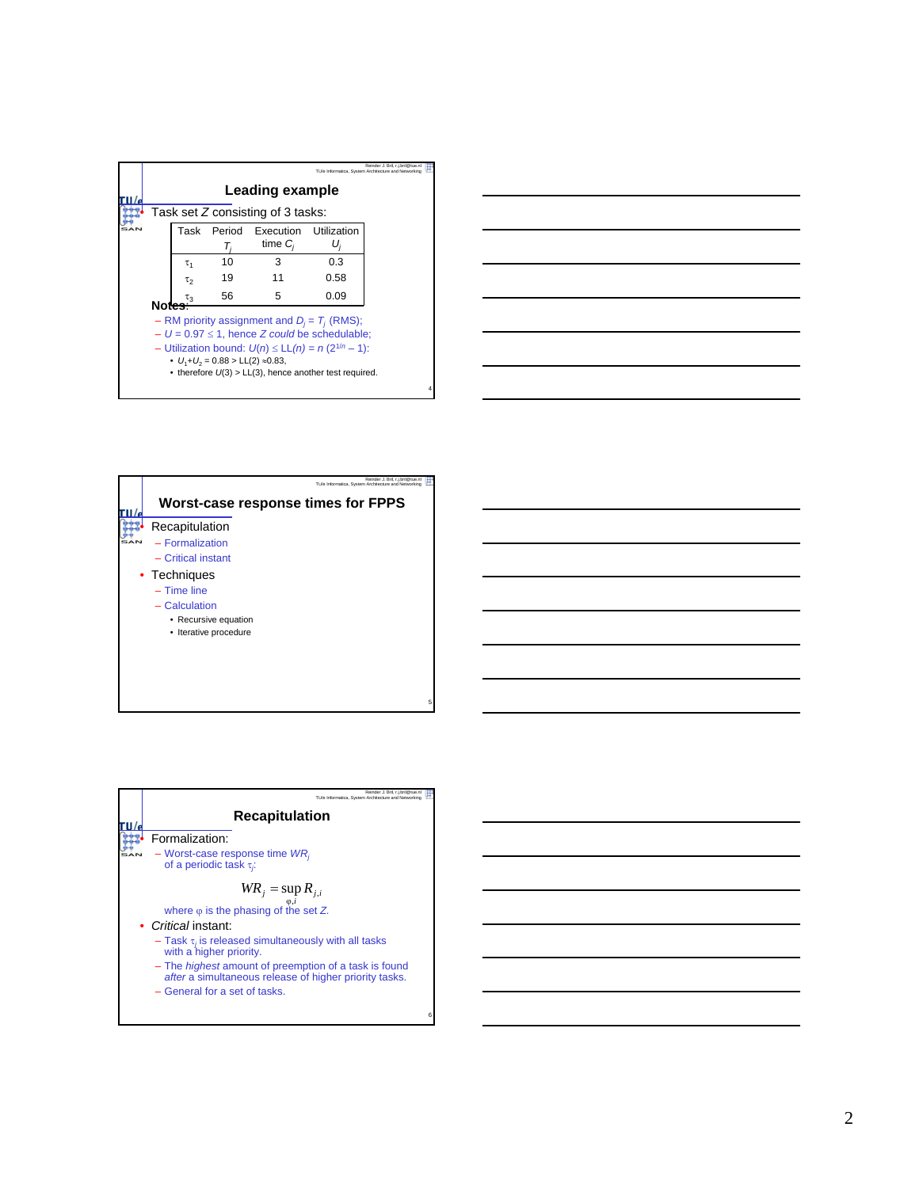## Leading example

- Task set $Z$ consisting of 3 tasks:

| Task | Period $T_j$ | Execution time $C_j$ | Utilization $U_j$ |
|---|---|---|---|
| $\tau_1$ | 10 | 3 | 0.3 |
| $\tau_2$ | 19 | 11 | 0.58 |
| $\tau_3$ | 56 | 5 | 0.09 |

**Notes:**

- RM priority assignment and $D_j = T_j$ (RMS);
- $U = 0.97 \leq 1$, hence $Z$ *could* be schedulable;
- Utilization bound: $U(n) \leq LL(n) = n\,(2^{1/n} - 1)$:
  - $U_1 + U_2 = 0.88 > LL(2) \approx 0.83$,
  - therefore $U(3) > LL(3)$, hence another test required.

## Worst-case response times for FPPS

- Recapitulation
  - Formalization
  - Critical instant
- Techniques
  - Time line
  - Calculation
    - Recursive equation
    - Iterative procedure

## Recapitulation

- Formalization:
  - Worst-case response time $WR_j$ of a periodic task $\tau_j$:

$$WR_j = \sup_{\varphi, i} R_{j,i}$$

  where $\varphi$ is the phasing of the set $Z$.

- *Critical* instant:
  - Task $\tau_j$ is released simultaneously with all tasks with a higher priority.
  - The *highest* amount of preemption of a task is found *after* a simultaneous release of higher priority tasks.
  - General for a set of tasks.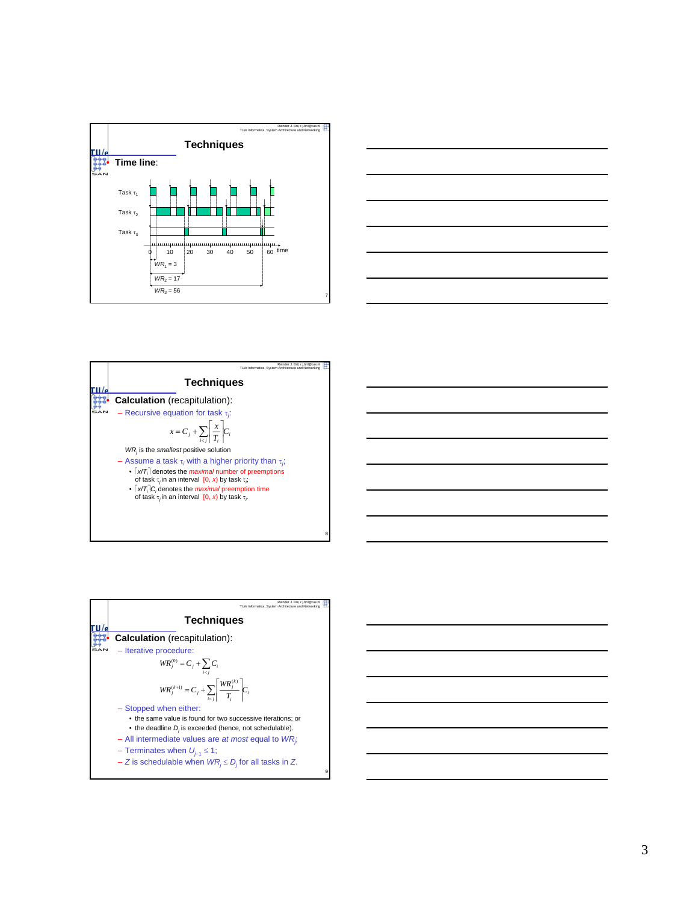## Techniques

**Time line**:

Task $\tau_1$

Task $\tau_2$

Task $\tau_3$

0 10 20 30 40 50 60 time

$WR_1 = 3$

$WR_2 = 17$

$WR_3 = 56$

## Techniques

**Calculation** (recapitulation):

– Recursive equation for task $\tau_j$:

$$x = C_j + \sum_{i<j} \left\lceil \frac{x}{T_i} \right\rceil C_i$$

$WR_j$ is the *smallest* positive solution

– Assume a task $\tau_i$ with a higher priority than $\tau_j$;

- $\lceil x/T_i \rceil$ denotes the *maximal* number of preemptions of task $\tau_j$ in an interval $[0, x)$ by task $\tau_i$;
- $\lceil x/T_i \rceil C_i$ denotes the *maximal* preemption time of task $\tau_j$ in an interval $[0, x)$ by task $\tau_i$.

## Techniques

**Calculation** (recapitulation):

– Iterative procedure:

$$WR_j^{(0)} = C_j + \sum_{i<j} C_i$$

$$WR_j^{(k+1)} = C_j + \sum_{i<j} \left\lceil \frac{WR_j^{(k)}}{T_i} \right\rceil C_i$$

– Stopped when either:

- the same value is found for two successive iterations; or
- the deadline $D_j$ is exceeded (hence, not schedulable).

– All intermediate values are *at most* equal to $WR_j$;

– Terminates when $U_{j-1} \leq 1$;

– $Z$ is schedulable when $WR_j \leq D_j$ for all tasks in $Z$.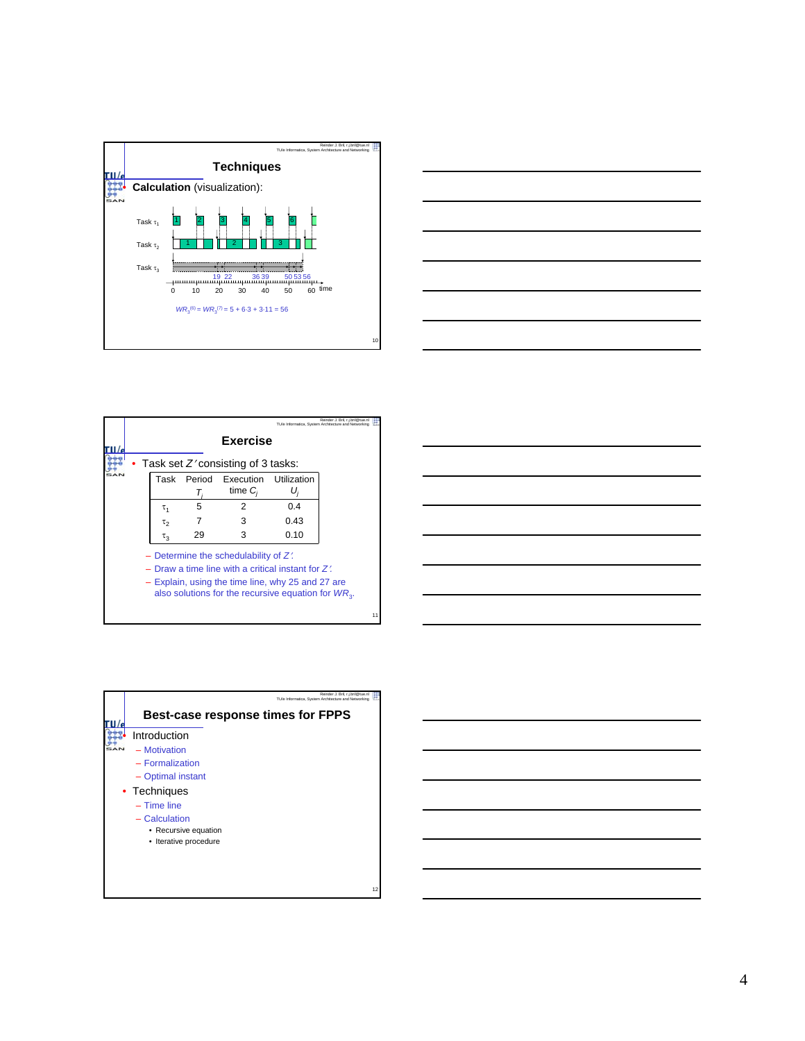## Techniques

- **Calculation** (visualization):

Task $\tau_1$

Task $\tau_2$

Task $\tau_3$

19 22 36 39 50 53 56

0 10 20 30 40 50 60 time

$WR_3^{(6)} = WR_3^{(7)} = 5 + 6 \cdot 3 + 3 \cdot 11 = 56$

## Exercise

- Task set $Z'$ consisting of 3 tasks:

| Task | Period $T_i$ | Execution time $C_i$ | Utilization $U_i$ |
|---|---|---|---|
| $\tau_1$ | 5 | 2 | 0.4 |
| $\tau_2$ | 7 | 3 | 0.43 |
| $\tau_3$ | 29 | 3 | 0.10 |

- Determine the schedulability of $Z'$.
- Draw a time line with a critical instant for $Z'$.
- Explain, using the time line, why 25 and 27 are also solutions for the recursive equation for $WR_3$.

## Best-case response times for FPPS

- Introduction
  - Motivation
  - Formalization
  - Optimal instant
- Techniques
  - Time line
  - Calculation
    - Recursive equation
    - Iterative procedure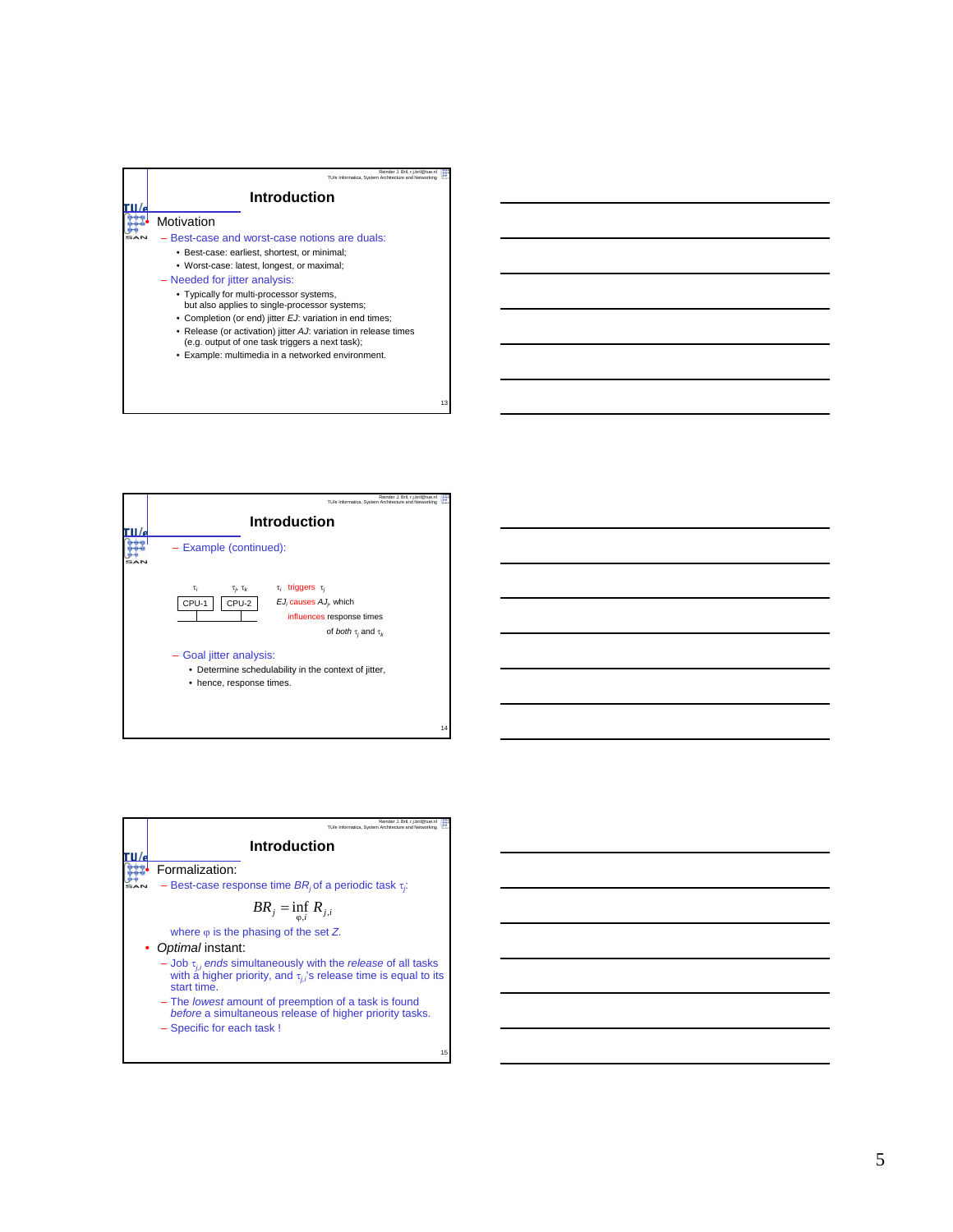## Introduction

- Motivation
  - Best-case and worst-case notions are duals:
    - Best-case: earliest, shortest, or minimal;
    - Worst-case: latest, longest, or maximal;
  - Needed for jitter analysis:
    - Typically for multi-processor systems, but also applies to single-processor systems;
    - Completion (or end) jitter *EJ*: variation in end times;
    - Release (or activation) jitter *AJ*: variation in release times (e.g. output of one task triggers a next task);
    - Example: multimedia in a networked environment.

## Introduction

- Example (continued):

| $\tau_i$ | $\tau_j$, $\tau_k$ |
|---|---|
| CPU-1 | CPU-2 |

$\tau_i$ triggers $\tau_j$

$EJ_i$ causes $AJ_j$, which influences response times of *both* $\tau_j$ and $\tau_k$

- Goal jitter analysis:
  - Determine schedulability in the context of jitter,
  - hence, response times.

## Introduction

- Formalization:
  - Best-case response time $BR_j$ of a periodic task $\tau_j$:

$$BR_j = \inf_{\varphi, i} R_{j,i}$$

where $\varphi$ is the phasing of the set *Z*.

- *Optimal* instant:
  - Job $\tau_{j,i}$ *ends* simultaneously with the *release* of all tasks with a higher priority, and $\tau_{j,i}$'s release time is equal to its start time.
  - The *lowest* amount of preemption of a task is found *before* a simultaneous release of higher priority tasks.
  - Specific for each task !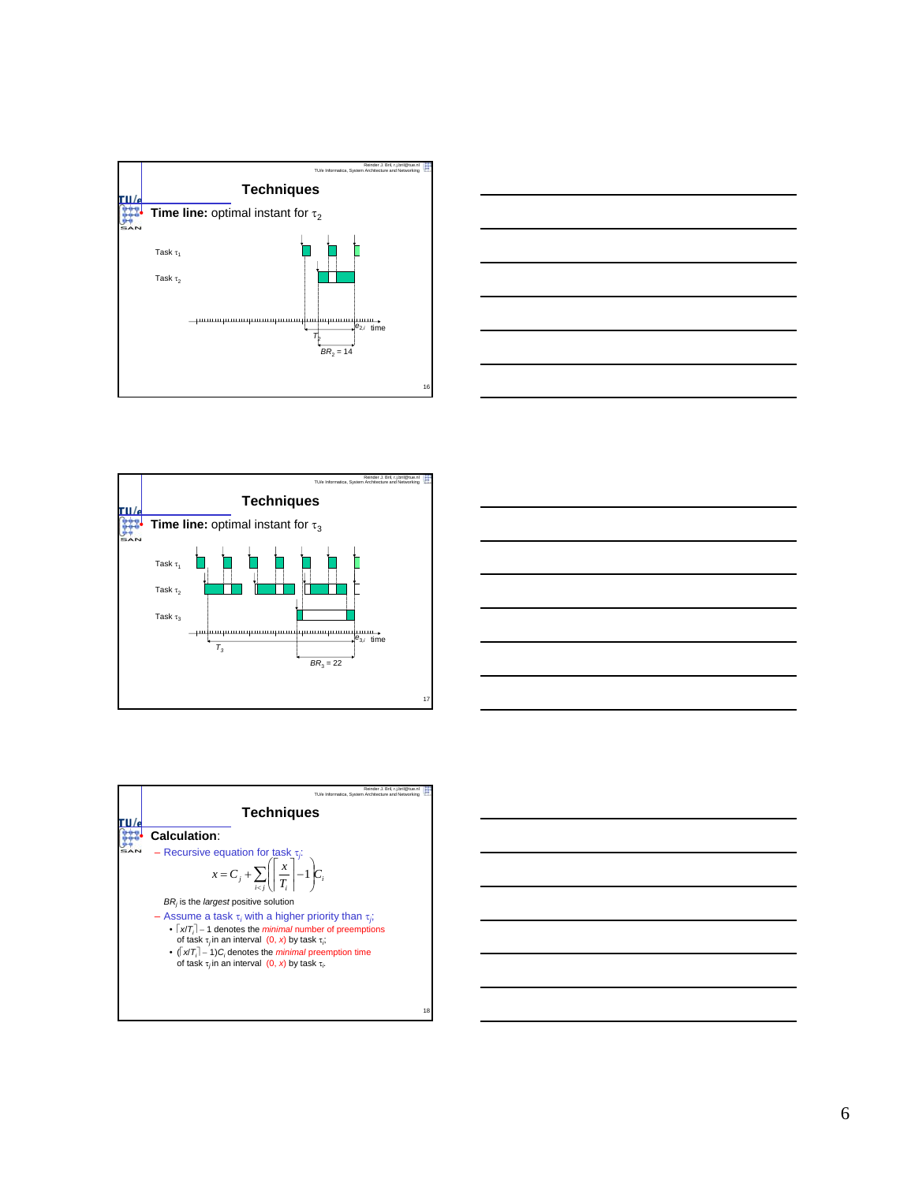## Techniques

**Time line:** optimal instant for $\tau_2$

Task $\tau_1$

Task $\tau_2$

time

$T_2$

$e_{2,i}$

$BR_2 = 14$

## Techniques

**Time line:** optimal instant for $\tau_3$

Task $\tau_1$

Task $\tau_2$

Task $\tau_3$

time

$T_3$

$e_{3,i}$

$BR_3 = 22$

## Techniques

**Calculation**:

- Recursive equation for task $\tau_j$:

$$x = C_j + \sum_{i<j} \left( \left\lceil \frac{x}{T_i} \right\rceil - 1 \right) C_i$$

$BR_j$ is the *largest* positive solution

- Assume a task $\tau_i$ with a higher priority than $\tau_j$:
  - $\lceil x/T_i \rceil - 1$ denotes the *minimal* number of preemptions of task $\tau_j$ in an interval $(0, x)$ by task $\tau_i$;
  - $(\lceil x/T_i \rceil - 1)C_i$ denotes the *minimal* preemption time of task $\tau_j$ in an interval $(0, x)$ by task $\tau_i$.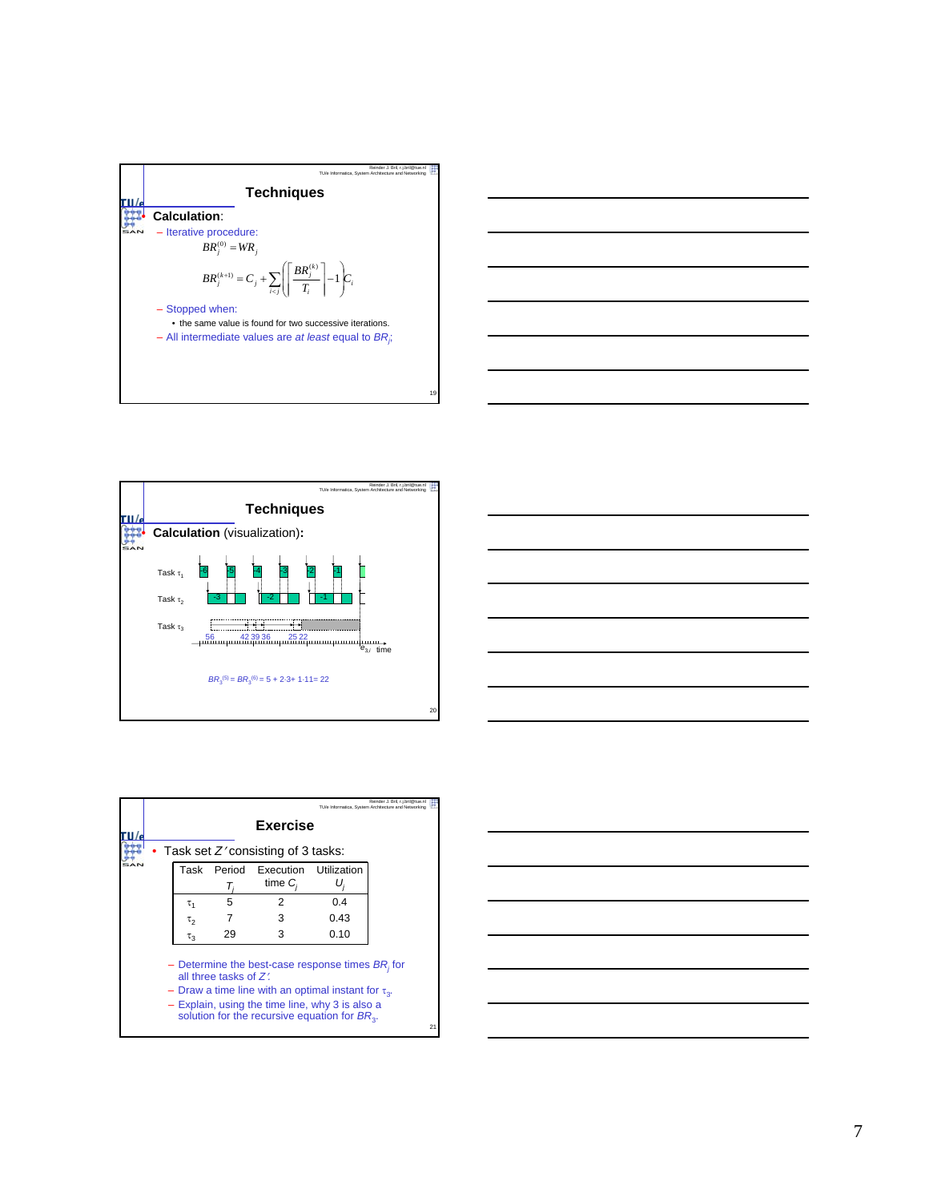## Techniques

- **Calculation**:
  - Iterative procedure:

$$BR_j^{(0)} = WR_j$$

$$BR_j^{(k+1)} = C_j + \sum_{i<j} \left( \left\lceil \frac{BR_j^{(k)}}{T_i} \right\rceil - 1 \right) C_i$$

  - Stopped when:
    - the same value is found for two successive iterations.
  - All intermediate values are *at least* equal to $BR_j$;

## Techniques

- **Calculation** (visualization)**:**

Task $\tau_1$: -6, -5, -4, -3, -2, -1

Task $\tau_2$: -3, -2, -1

Task $\tau_3$

56 42 39 36 25 22 $e_{3,l}$ time

$BR_3^{(5)} = BR_3^{(6)} = 5 + 2{\cdot}3 + 1{\cdot}11 = 22$

## Exercise

- Task set $Z'$ consisting of 3 tasks:

| Task | Period $T_j$ | Execution time $C_j$ | Utilization $U_j$ |
|---|---|---|---|
| $\tau_1$ | 5 | 2 | 0.4 |
| $\tau_2$ | 7 | 3 | 0.43 |
| $\tau_3$ | 29 | 3 | 0.10 |

  - Determine the best-case response times $BR_j$ for all three tasks of $Z'$.
  - Draw a time line with an optimal instant for $\tau_3$.
  - Explain, using the time line, why 3 is also a solution for the recursive equation for $BR_3$.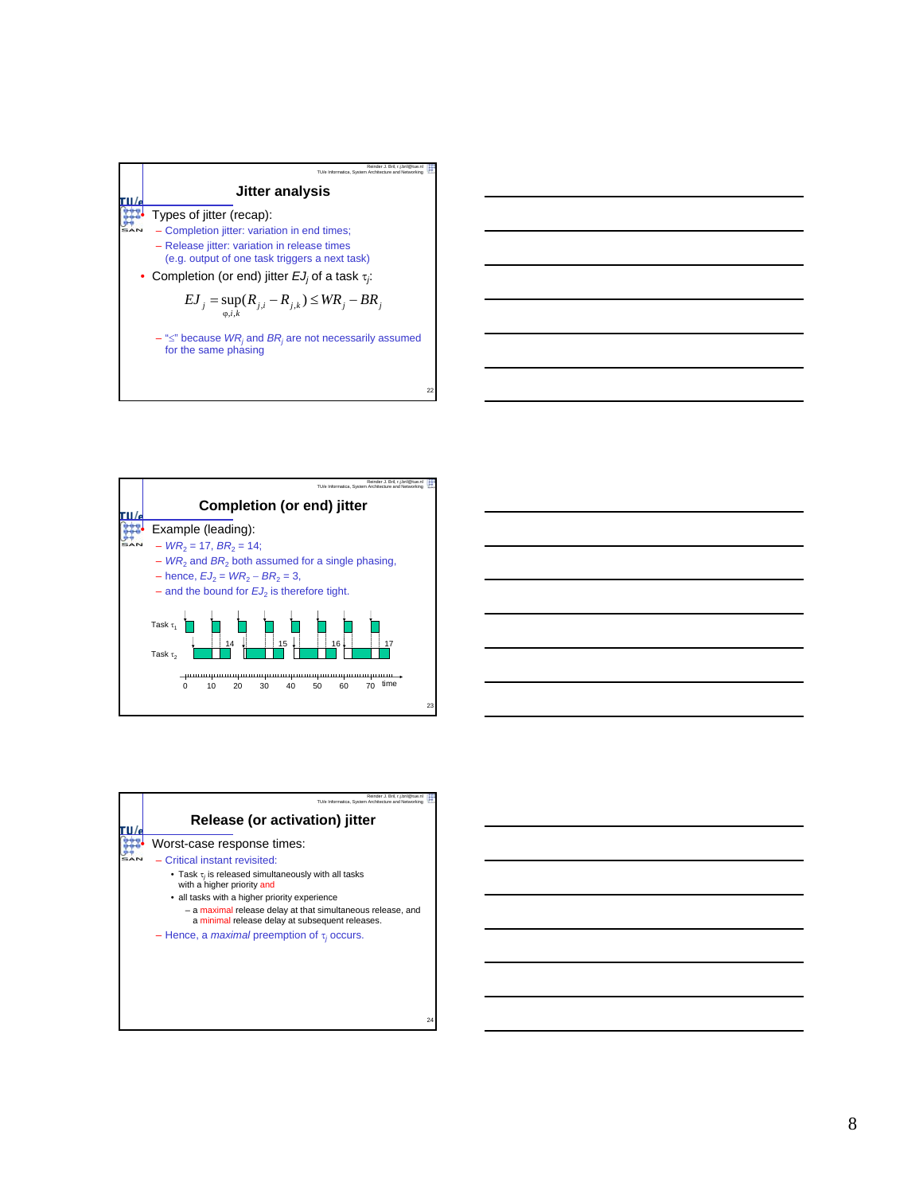## Jitter analysis

- Types of jitter (recap):
  - Completion jitter: variation in end times;
  - Release jitter: variation in release times (e.g. output of one task triggers a next task)
- Completion (or end) jitter $EJ_j$ of a task $\tau_j$:

$$EJ_j = \sup_{\varphi,i,k}(R_{j,i} - R_{j,k}) \leq WR_j - BR_j$$

  - "≤" because $WR_j$ and $BR_j$ are not necessarily assumed for the same phasing

## Completion (or end) jitter

- Example (leading):
  - $WR_2 = 17$, $BR_2 = 14$;
  - $WR_2$ and $BR_2$ both assumed for a single phasing,
  - hence, $EJ_2 = WR_2 - BR_2 = 3$,
  - and the bound for $EJ_2$ is therefore tight.

Task $\tau_1$

Task $\tau_2$ — 14, 15, 16, 17

0 10 20 30 40 50 60 70 time

## Release (or activation) jitter

- Worst-case response times:
  - Critical instant revisited:
    - Task $\tau_j$ is released simultaneously with all tasks with a higher priority and
    - all tasks with a higher priority experience
      - a maximal release delay at that simultaneous release, and a minimal release delay at subsequent releases.
  - Hence, a *maximal* preemption of $\tau_j$ occurs.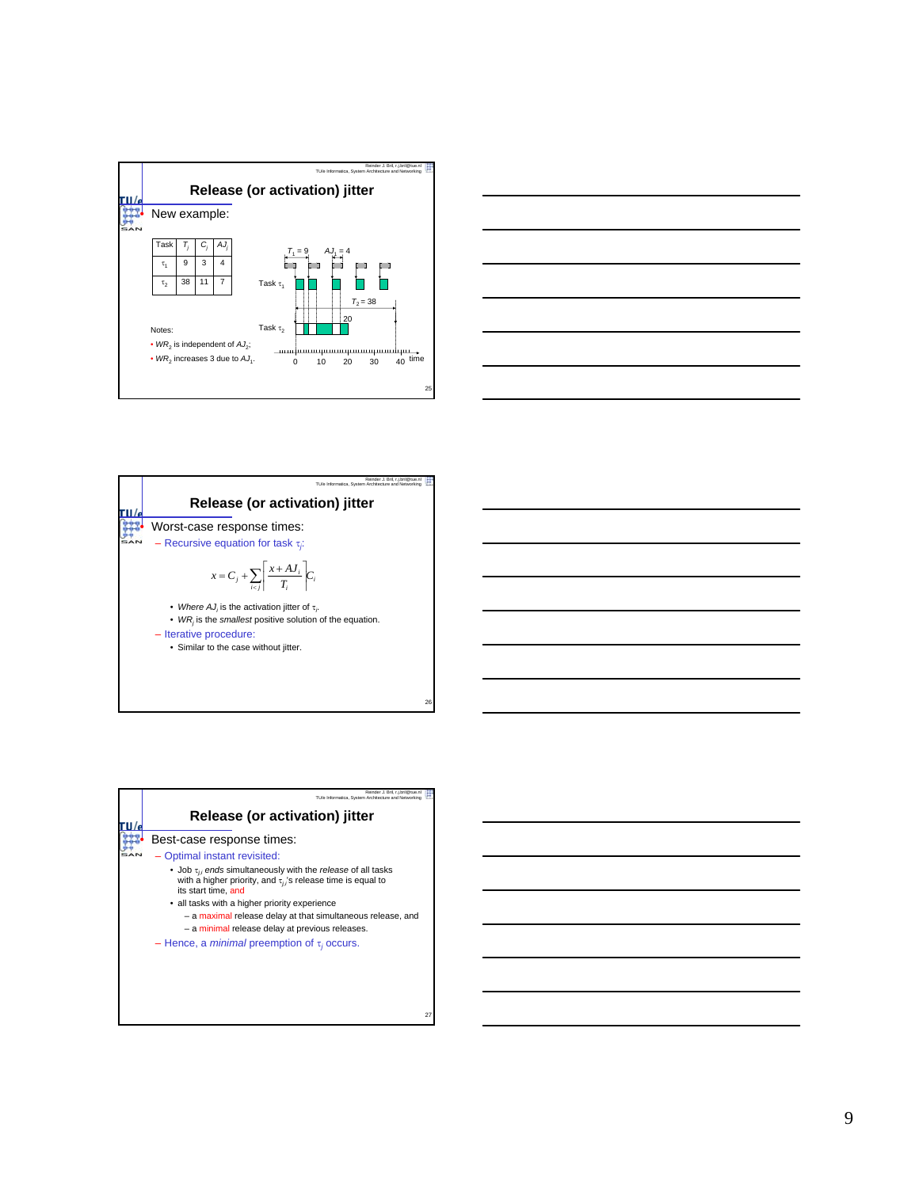## Release (or activation) jitter

- New example:

| Task | $T_i$ | $C_i$ | $AJ_i$ |
|---|---|---|---|
| $\tau_1$ | 9 | 3 | 4 |
| $\tau_2$ | 38 | 11 | 7 |

$T_1 = 9$ $AJ_1 = 4$

Task $\tau_1$

$T_2 = 38$

20

Task $\tau_2$

0 10 20 30 40 time

Notes:

- $WR_2$ is independent of $AJ_2$;
- $WR_2$ increases 3 due to $AJ_1$.

## Release (or activation) jitter

- Worst-case response times:
  - Recursive equation for task $\tau_j$:

$$x = C_j + \sum_{i<j} \left\lceil \frac{x + AJ_i}{T_i} \right\rceil C_i$$

- *Where* $AJ_i$ is the activation jitter of $\tau_i$.
- $WR_j$ is the *smallest* positive solution of the equation.
  - Iterative procedure:
    - Similar to the case without jitter.

## Release (or activation) jitter

- Best-case response times:
  - Optimal instant revisited:
    - Job $\tau_{j,i}$ *ends* simultaneously with the *release* of all tasks with a higher priority, and $\tau_{j,i}$'s release time is equal to its start time, and
    - all tasks with a higher priority experience
      - a maximal release delay at that simultaneous release, and
      - a minimal release delay at previous releases.
  - Hence, a *minimal* preemption of $\tau_j$ occurs.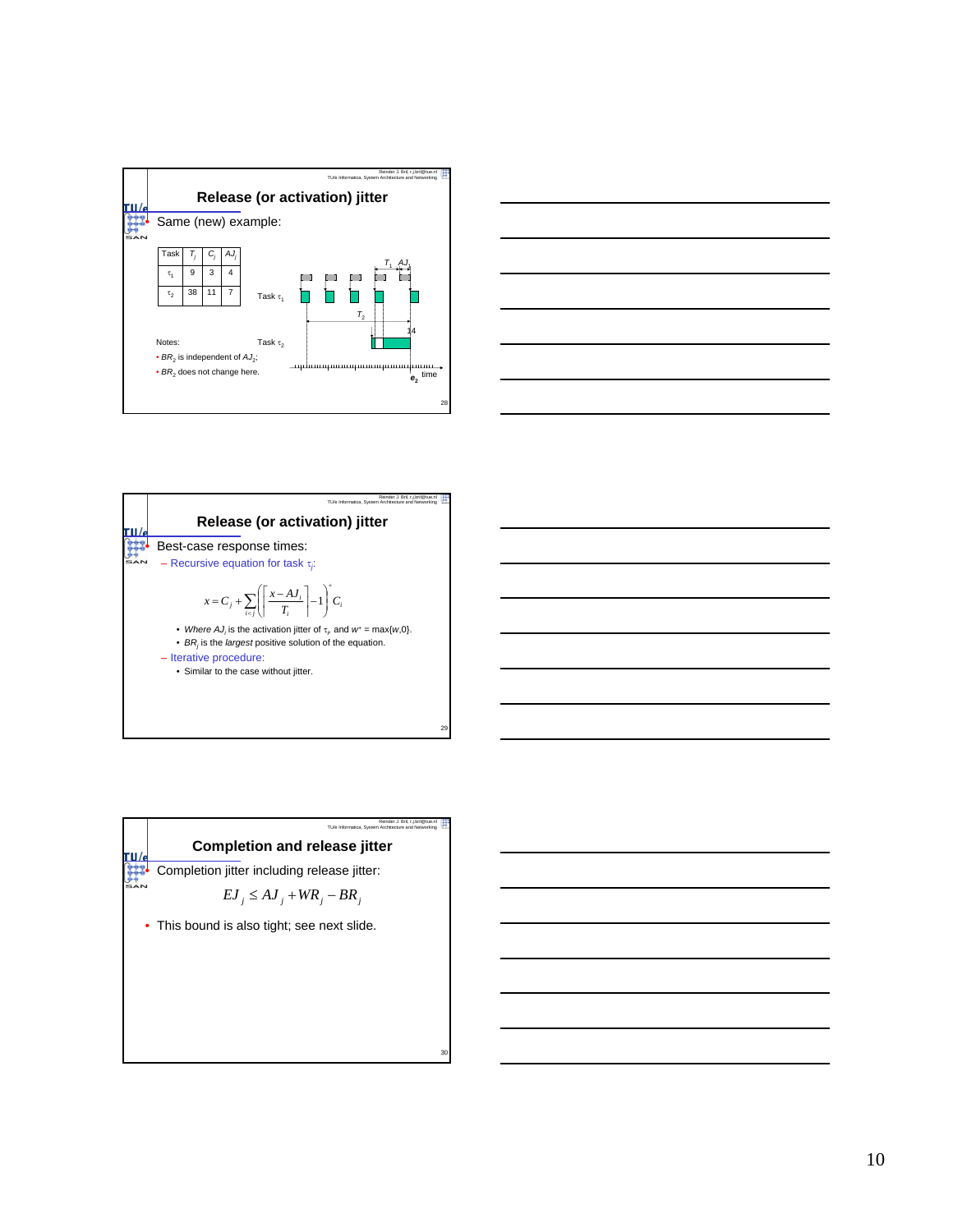## Release (or activation) jitter

- Same (new) example:

| Task | $T_i$ | $C_i$ | $AJ_i$ |
|---|---|---|---|
| $\tau_1$ | 9 | 3 | 4 |
| $\tau_2$ | 38 | 11 | 7 |

Task $\tau_1$

Task $\tau_2$

$T_1$ $AJ_1$

$T_2$

14

$e_2$ time

Notes:

- $BR_2$ is independent of $AJ_2$;
- $BR_2$ does not change here.

## Release (or activation) jitter

- Best-case response times:
  - Recursive equation for task $\tau_j$:

$$x = C_j + \sum_{i<j} \left( \left\lceil \frac{x - AJ_i}{T_i} \right\rceil - 1 \right)^+ C_i$$

    - *Where* $AJ_i$ is the activation jitter of $\tau_i$, and $w^+ = \max\{w,0\}$.
    - $BR_j$ is the *largest* positive solution of the equation.
  - Iterative procedure:
    - Similar to the case without jitter.

## Completion and release jitter

- Completion jitter including release jitter:

$$EJ_j \le AJ_j + WR_j - BR_j$$

- This bound is also tight; see next slide.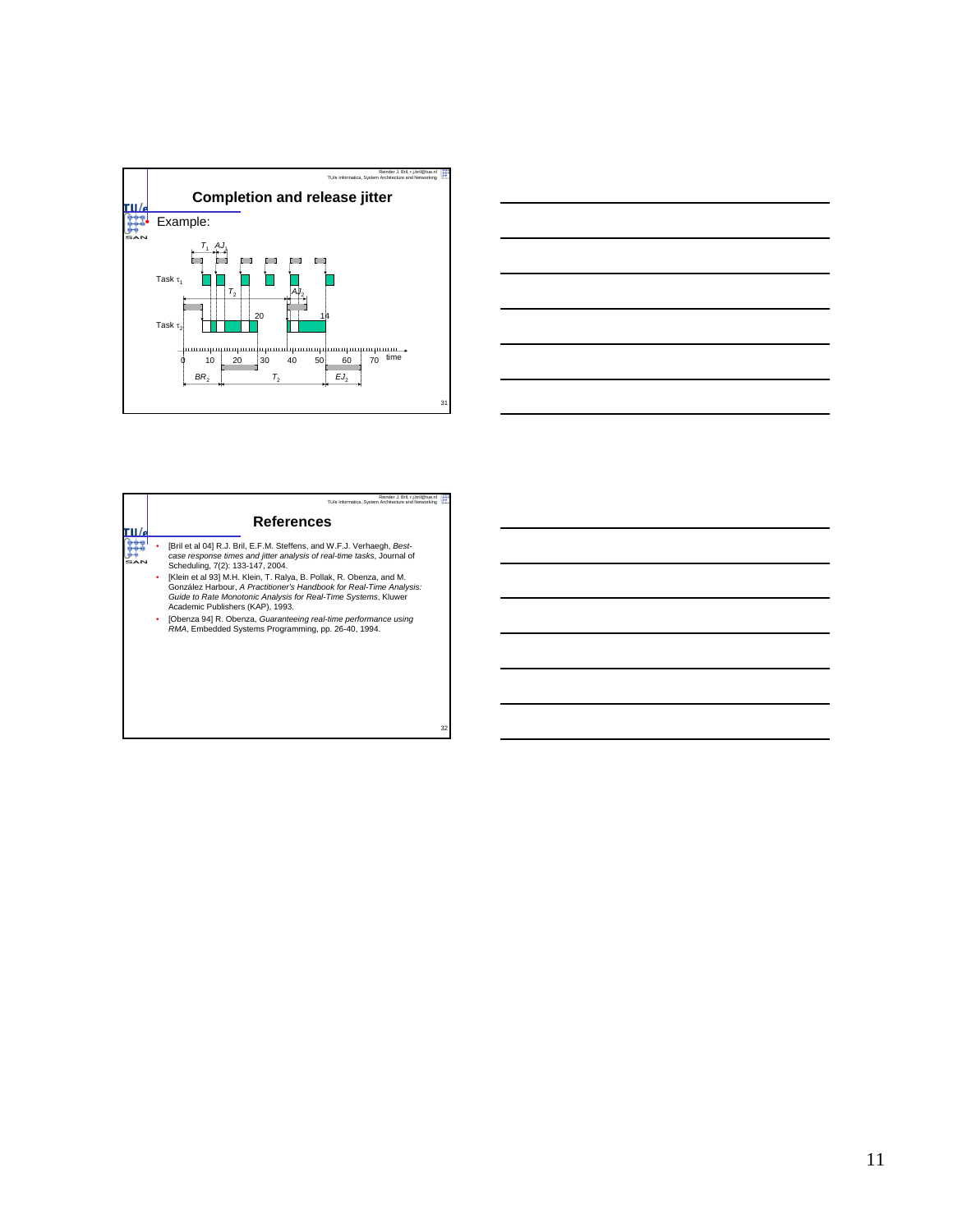## Completion and release jitter

- Example:

Task $\tau_1$

Task $\tau_2$

$T_1$ $AJ_1$

$T_2$

$AJ_2$

20

14

0 10 20 30 40 50 60 70 time

$BR_2$ $T_2$ $EJ_2$

## References

- [Bril et al 04] R.J. Bril, E.F.M. Steffens, and W.F.J. Verhaegh, *Best-case response times and jitter analysis of real-time tasks*, Journal of Scheduling, 7(2): 133-147, 2004.
- [Klein et al 93] M.H. Klein, T. Ralya, B. Pollak, R. Obenza, and M. González Harbour, *A Practitioner's Handbook for Real-Time Analysis: Guide to Rate Monotonic Analysis for Real-Time Systems*, Kluwer Academic Publishers (KAP), 1993.
- [Obenza 94] R. Obenza, *Guaranteeing real-time performance using RMA*, Embedded Systems Programming, pp. 26-40, 1994.